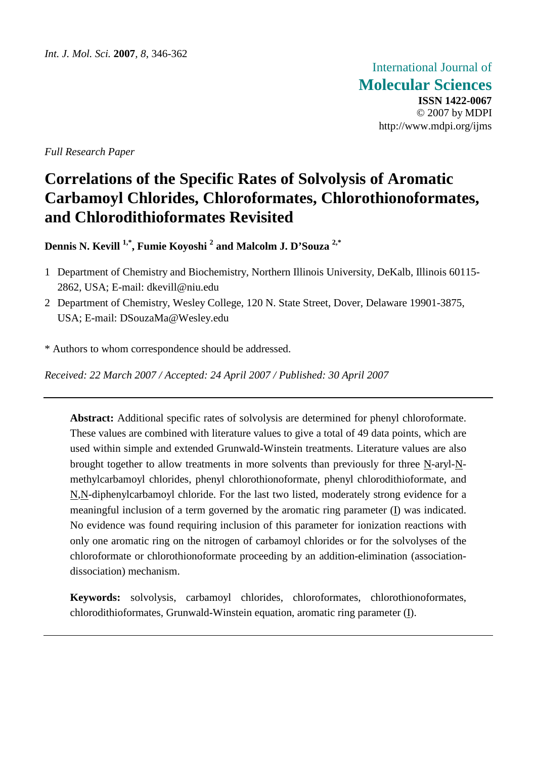International Journal of
**Molecular Sciences**
**ISSN 1422-0067**
© 2007 by MDPI
http://www.mdpi.org/ijms

*Full Research Paper*

# Correlations of the Specific Rates of Solvolysis of Aromatic Carbamoyl Chlorides, Chloroformates, Chlorothionoformates, and Chlorodithioformates Revisited

**Dennis N. Kevill [1,*], Fumie Koyoshi [2] and Malcolm J. D'Souza [2,*]**

1 Department of Chemistry and Biochemistry, Northern Illinois University, DeKalb, Illinois 60115-2862, USA; E-mail: dkevill@niu.edu
2 Department of Chemistry, Wesley College, 120 N. State Street, Dover, Delaware 19901-3875, USA; E-mail: DSouzaMa@Wesley.edu

\* Authors to whom correspondence should be addressed.

*Received: 22 March 2007 / Accepted: 24 April 2007 / Published: 30 April 2007*

---

**Abstract:** Additional specific rates of solvolysis are determined for phenyl chloroformate. These values are combined with literature values to give a total of 49 data points, which are used within simple and extended Grunwald-Winstein treatments. Literature values are also brought together to allow treatments in more solvents than previously for three N-aryl-N-methylcarbamoyl chlorides, phenyl chlorothionoformate, phenyl chlorodithioformate, and N,N-diphenylcarbamoyl chloride. For the last two listed, moderately strong evidence for a meaningful inclusion of a term governed by the aromatic ring parameter (I) was indicated. No evidence was found requiring inclusion of this parameter for ionization reactions with only one aromatic ring on the nitrogen of carbamoyl chlorides or for the solvolyses of the chloroformate or chlorothionoformate proceeding by an addition-elimination (association-dissociation) mechanism.

**Keywords:** solvolysis, carbamoyl chlorides, chloroformates, chlorothionoformates, chlorodithioformates, Grunwald-Winstein equation, aromatic ring parameter (I).

---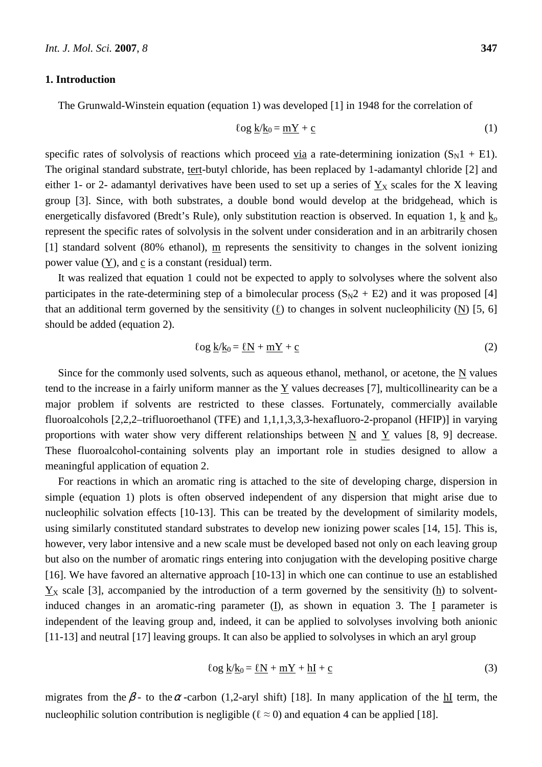## 1. Introduction

The Grunwald-Winstein equation (equation 1) was developed [1] in 1948 for the correlation of

$$\ell\text{og } \underline{k}/\underline{k}_0 = \underline{m}\underline{Y} + \underline{c} \tag{1}$$

specific rates of solvolysis of reactions which proceed via a rate-determining ionization ($S_N1$ + E1). The original standard substrate, tert-butyl chloride, has been replaced by 1-adamantyl chloride [2] and either 1- or 2- adamantyl derivatives have been used to set up a series of $\underline{Y}_X$ scales for the X leaving group [3]. Since, with both substrates, a double bond would develop at the bridgehead, which is energetically disfavored (Bredt's Rule), only substitution reaction is observed. In equation 1, $\underline{k}$ and $\underline{k}_o$ represent the specific rates of solvolysis in the solvent under consideration and in an arbitrarily chosen [1] standard solvent (80% ethanol), $\underline{m}$ represents the sensitivity to changes in the solvent ionizing power value ($\underline{Y}$), and $\underline{c}$ is a constant (residual) term.

It was realized that equation 1 could not be expected to apply to solvolyses where the solvent also participates in the rate-determining step of a bimolecular process ($S_N2$ + E2) and it was proposed [4] that an additional term governed by the sensitivity ($\underline{\ell}$) to changes in solvent nucleophilicity ($\underline{N}$) [5, 6] should be added (equation 2).

$$\ell\text{og } \underline{k}/\underline{k}_0 = \underline{\ell}\underline{N} + \underline{m}\underline{Y} + \underline{c} \tag{2}$$

Since for the commonly used solvents, such as aqueous ethanol, methanol, or acetone, the $\underline{N}$ values tend to the increase in a fairly uniform manner as the $\underline{Y}$ values decreases [7], multicollinearity can be a major problem if solvents are restricted to these classes. Fortunately, commercially available fluoroalcohols [2,2,2–trifluoroethanol (TFE) and 1,1,1,3,3,3-hexafluoro-2-propanol (HFIP)] in varying proportions with water show very different relationships between $\underline{N}$ and $\underline{Y}$ values [8, 9] decrease. These fluoroalcohol-containing solvents play an important role in studies designed to allow a meaningful application of equation 2.

For reactions in which an aromatic ring is attached to the site of developing charge, dispersion in simple (equation 1) plots is often observed independent of any dispersion that might arise due to nucleophilic solvation effects [10-13]. This can be treated by the development of similarity models, using similarly constituted standard substrates to develop new ionizing power scales [14, 15]. This is, however, very labor intensive and a new scale must be developed based not only on each leaving group but also on the number of aromatic rings entering into conjugation with the developing positive charge [16]. We have favored an alternative approach [10-13] in which one can continue to use an established $\underline{Y}_X$ scale [3], accompanied by the introduction of a term governed by the sensitivity ($\underline{h}$) to solvent-induced changes in an aromatic-ring parameter ($\underline{I}$), as shown in equation 3. The $\underline{I}$ parameter is independent of the leaving group and, indeed, it can be applied to solvolyses involving both anionic [11-13] and neutral [17] leaving groups. It can also be applied to solvolyses in which an aryl group

$$\ell\text{og } \underline{k}/\underline{k}_0 = \underline{\ell}\underline{N} + \underline{m}\underline{Y} + \underline{h}\underline{I} + \underline{c} \tag{3}$$

migrates from the $\beta$- to the $\alpha$-carbon (1,2-aryl shift) [18]. In many application of the $\underline{h}\underline{I}$ term, the nucleophilic solution contribution is negligible ($\ell \approx 0$) and equation 4 can be applied [18].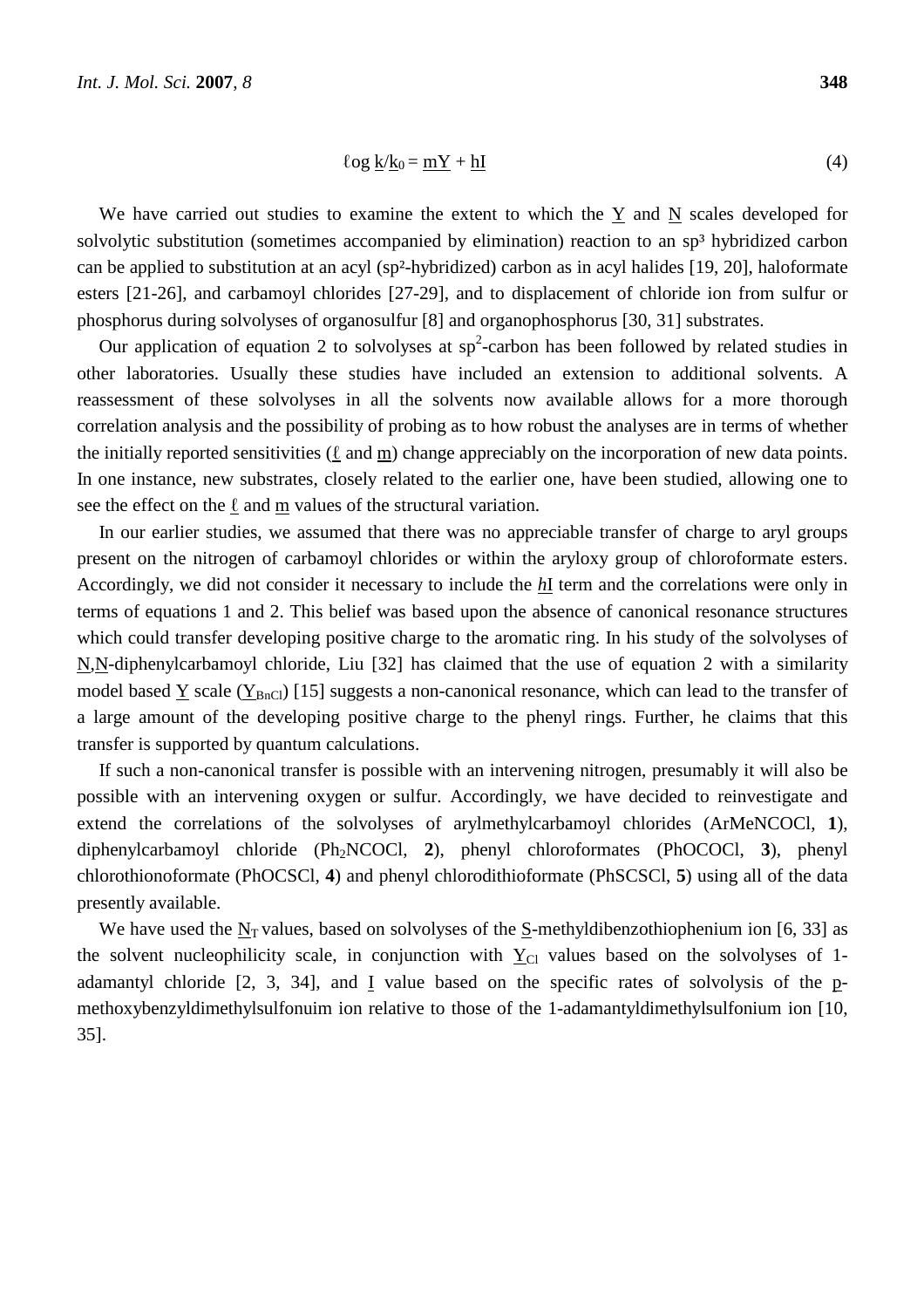$$\ell og\ \underline{k}/\underline{k}_0 = \underline{m}\underline{Y} + \underline{h}\underline{I} \quad (4)$$

We have carried out studies to examine the extent to which the $\underline{Y}$ and $\underline{N}$ scales developed for solvolytic substitution (sometimes accompanied by elimination) reaction to an $sp^3$ hybridized carbon can be applied to substitution at an acyl ($sp^2$-hybridized) carbon as in acyl halides [19, 20], haloformate esters [21-26], and carbamoyl chlorides [27-29], and to displacement of chloride ion from sulfur or phosphorus during solvolyses of organosulfur [8] and organophosphorus [30, 31] substrates.

Our application of equation 2 to solvolyses at $sp^2$-carbon has been followed by related studies in other laboratories. Usually these studies have included an extension to additional solvents. A reassessment of these solvolyses in all the solvents now available allows for a more thorough correlation analysis and the possibility of probing as to how robust the analyses are in terms of whether the initially reported sensitivities ($\underline{\ell}$ and $\underline{m}$) change appreciably on the incorporation of new data points. In one instance, new substrates, closely related to the earlier one, have been studied, allowing one to see the effect on the $\underline{\ell}$ and $\underline{m}$ values of the structural variation.

In our earlier studies, we assumed that there was no appreciable transfer of charge to aryl groups present on the nitrogen of carbamoyl chlorides or within the aryloxy group of chloroformate esters. Accordingly, we did not consider it necessary to include the $\underline{h}\underline{I}$ term and the correlations were only in terms of equations 1 and 2. This belief was based upon the absence of canonical resonance structures which could transfer developing positive charge to the aromatic ring. In his study of the solvolyses of N,N-diphenylcarbamoyl chloride, Liu [32] has claimed that the use of equation 2 with a similarity model based $\underline{Y}$ scale ($\underline{Y}_{BnCl}$) [15] suggests a non-canonical resonance, which can lead to the transfer of a large amount of the developing positive charge to the phenyl rings. Further, he claims that this transfer is supported by quantum calculations.

If such a non-canonical transfer is possible with an intervening nitrogen, presumably it will also be possible with an intervening oxygen or sulfur. Accordingly, we have decided to reinvestigate and extend the correlations of the solvolyses of arylmethylcarbamoyl chlorides (ArMeNCOCl, **1**), diphenylcarbamoyl chloride ($Ph_2NCOCl$, **2**), phenyl chloroformates (PhOCOCl, **3**), phenyl chlorothionoformate (PhOCSCl, **4**) and phenyl chlorodithioformate (PhSCSCl, **5**) using all of the data presently available.

We have used the $\underline{N}_T$ values, based on solvolyses of the S-methyldibenzothiophenium ion [6, 33] as the solvent nucleophilicity scale, in conjunction with $\underline{Y}_{Cl}$ values based on the solvolyses of 1-adamantyl chloride [2, 3, 34], and $\underline{I}$ value based on the specific rates of solvolysis of the p-methoxybenzyldimethylsulfonuim ion relative to those of the 1-adamantyldimethylsulfonium ion [10, 35].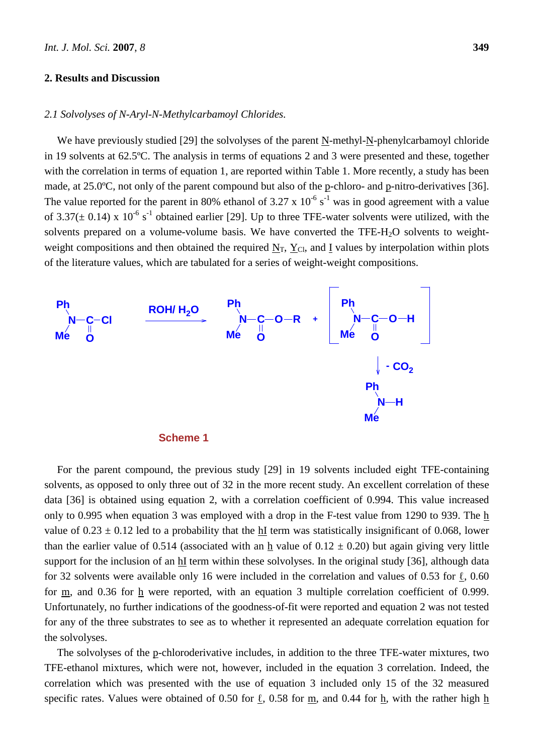## 2. Results and Discussion

### *2.1 Solvolyses of N-Aryl-N-Methylcarbamoyl Chlorides.*

We have previously studied [29] the solvolyses of the parent N-methyl-N-phenylcarbamoyl chloride in 19 solvents at 62.5ºC. The analysis in terms of equations 2 and 3 were presented and these, together with the correlation in terms of equation 1, are reported within Table 1. More recently, a study has been made, at 25.0ºC, not only of the parent compound but also of the p-chloro- and p-nitro-derivatives [36]. The value reported for the parent in 80% ethanol of 3.27 x $10^{-6}$ $s^{-1}$ was in good agreement with a value of 3.37(± 0.14) x $10^{-6}$ $s^{-1}$ obtained earlier [29]. Up to three TFE-water solvents were utilized, with the solvents prepared on a volume-volume basis. We have converted the TFE-$H_2O$ solvents to weight-weight compositions and then obtained the required $N_T$, $Y_{Cl}$, and I values by interpolation within plots of the literature values, which are tabulated for a series of weight-weight compositions.

Scheme 1

For the parent compound, the previous study [29] in 19 solvents included eight TFE-containing solvents, as opposed to only three out of 32 in the more recent study. An excellent correlation of these data [36] is obtained using equation 2, with a correlation coefficient of 0.994. This value increased only to 0.995 when equation 3 was employed with a drop in the F-test value from 1290 to 939. The h value of 0.23 ± 0.12 led to a probability that the hI term was statistically insignificant of 0.068, lower than the earlier value of 0.514 (associated with an h value of 0.12 ± 0.20) but again giving very little support for the inclusion of an hI term within these solvolyses. In the original study [36], although data for 32 solvents were available only 16 were included in the correlation and values of 0.53 for ℓ, 0.60 for m, and 0.36 for h were reported, with an equation 3 multiple correlation coefficient of 0.999. Unfortunately, no further indications of the goodness-of-fit were reported and equation 2 was not tested for any of the three substrates to see as to whether it represented an adequate correlation equation for the solvolyses.

The solvolyses of the p-chloroderivative includes, in addition to the three TFE-water mixtures, two TFE-ethanol mixtures, which were not, however, included in the equation 3 correlation. Indeed, the correlation which was presented with the use of equation 3 included only 15 of the 32 measured specific rates. Values were obtained of 0.50 for ℓ, 0.58 for m, and 0.44 for h, with the rather high h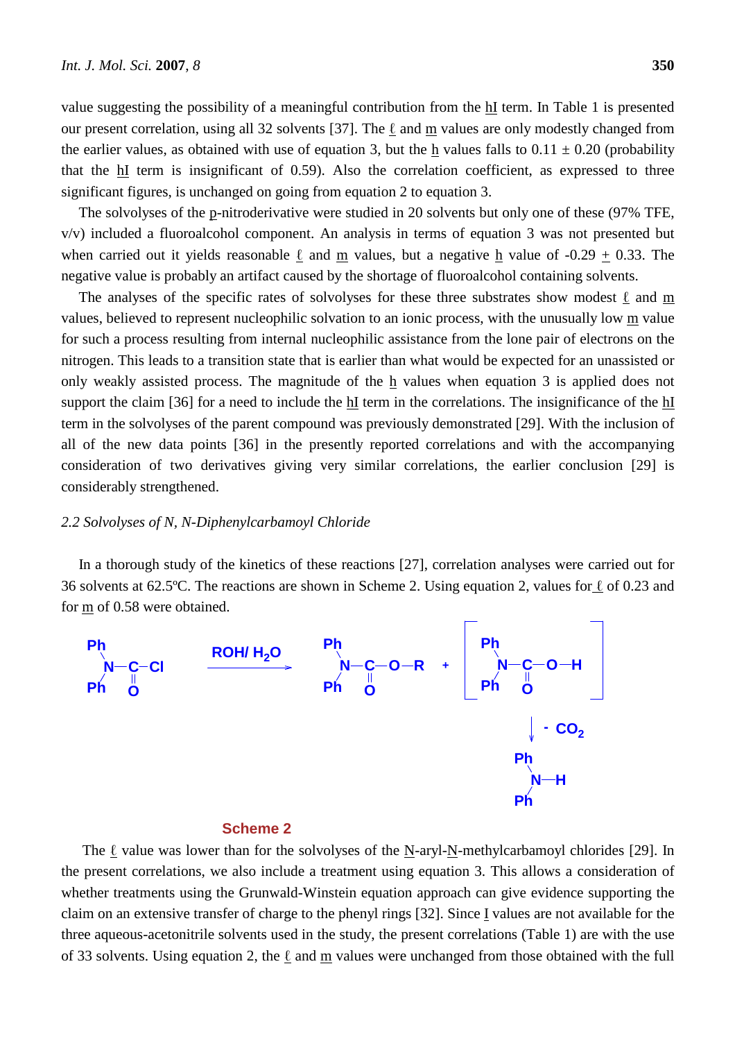value suggesting the possibility of a meaningful contribution from the hI term. In Table 1 is presented our present correlation, using all 32 solvents [37]. The ℓ and m values are only modestly changed from the earlier values, as obtained with use of equation 3, but the h values falls to 0.11 ± 0.20 (probability that the hI term is insignificant of 0.59). Also the correlation coefficient, as expressed to three significant figures, is unchanged on going from equation 2 to equation 3.

The solvolyses of the p-nitroderivative were studied in 20 solvents but only one of these (97% TFE, v/v) included a fluoroalcohol component. An analysis in terms of equation 3 was not presented but when carried out it yields reasonable ℓ and m values, but a negative h value of -0.29 ± 0.33. The negative value is probably an artifact caused by the shortage of fluoroalcohol containing solvents.

The analyses of the specific rates of solvolyses for these three substrates show modest ℓ and m values, believed to represent nucleophilic solvation to an ionic process, with the unusually low m value for such a process resulting from internal nucleophilic assistance from the lone pair of electrons on the nitrogen. This leads to a transition state that is earlier than what would be expected for an unassisted or only weakly assisted process. The magnitude of the h values when equation 3 is applied does not support the claim [36] for a need to include the hI term in the correlations. The insignificance of the hI term in the solvolyses of the parent compound was previously demonstrated [29]. With the inclusion of all of the new data points [36] in the presently reported correlations and with the accompanying consideration of two derivatives giving very similar correlations, the earlier conclusion [29] is considerably strengthened.

### *2.2 Solvolyses of N, N-Diphenylcarbamoyl Chloride*

In a thorough study of the kinetics of these reactions [27], correlation analyses were carried out for 36 solvents at 62.5ºC. The reactions are shown in Scheme 2. Using equation 2, values for ℓ of 0.23 and for m of 0.58 were obtained.

$$Ph_2N{-}C(=O){-}Cl \xrightarrow{ROH/\,H_2O} Ph_2N{-}C(=O){-}O{-}R \;+\; \left[Ph_2N{-}C(=O){-}O{-}H\right] \xrightarrow{-\,CO_2} Ph_2N{-}H$$

**Scheme 2**

The ℓ value was lower than for the solvolyses of the N-aryl-N-methylcarbamoyl chlorides [29]. In the present correlations, we also include a treatment using equation 3. This allows a consideration of whether treatments using the Grunwald-Winstein equation approach can give evidence supporting the claim on an extensive transfer of charge to the phenyl rings [32]. Since I values are not available for the three aqueous-acetonitrile solvents used in the study, the present correlations (Table 1) are with the use of 33 solvents. Using equation 2, the ℓ and m values were unchanged from those obtained with the full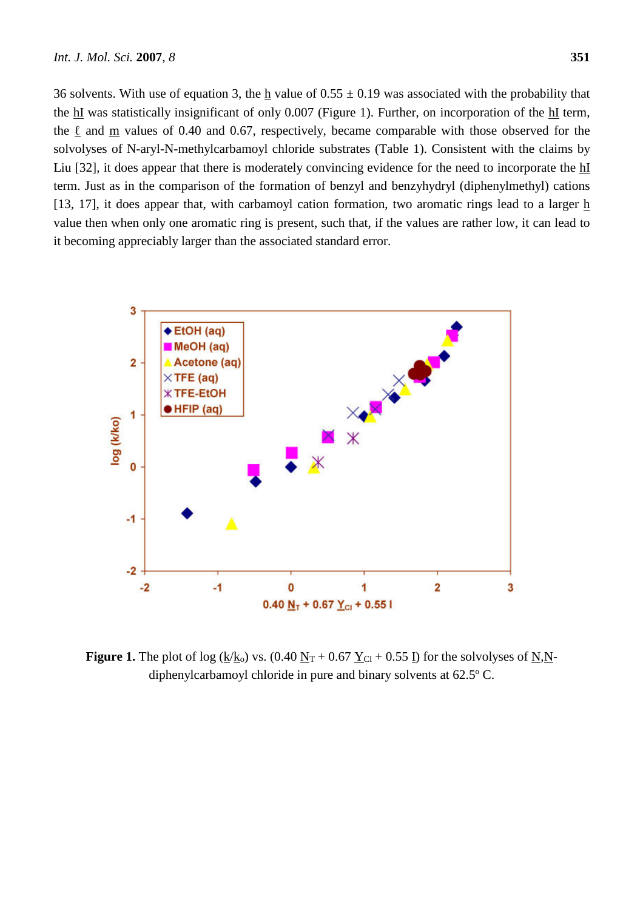36 solvents. With use of equation 3, the $h$ value of 0.55 ± 0.19 was associated with the probability that the $hI$ was statistically insignificant of only 0.007 (Figure 1). Further, on incorporation of the $hI$ term, the $\ell$ and $m$ values of 0.40 and 0.67, respectively, became comparable with those observed for the solvolyses of N-aryl-N-methylcarbamoyl chloride substrates (Table 1). Consistent with the claims by Liu [32], it does appear that there is moderately convincing evidence for the need to incorporate the $hI$ term. Just as in the comparison of the formation of benzyl and benzyhydryl (diphenylmethyl) cations [13, 17], it does appear that, with carbamoyl cation formation, two aromatic rings lead to a larger $h$ value then when only one aromatic ring is present, such that, if the values are rather low, it can lead to it becoming appreciably larger than the associated standard error.

**Figure 1.** The plot of log ($k/k_o$) vs. ($0.40\ N_T + 0.67\ Y_{Cl} + 0.55\ I$) for the solvolyses of N,N-diphenylcarbamoyl chloride in pure and binary solvents at 62.5º C.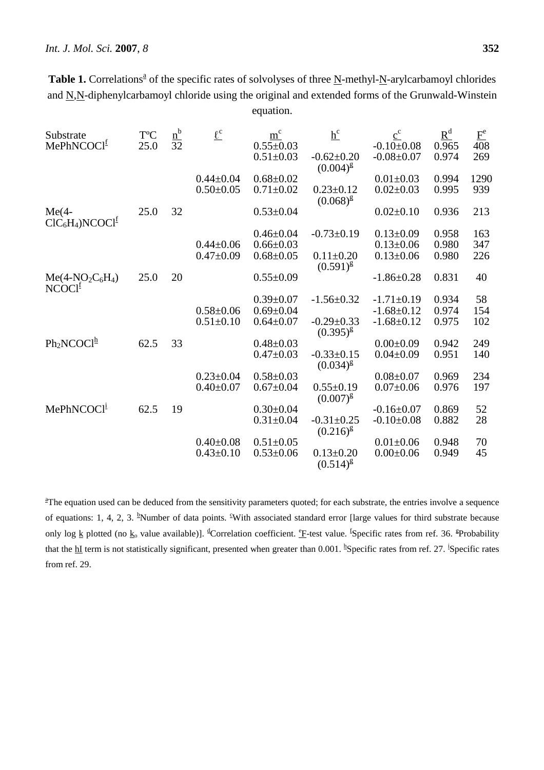**Table 1.** Correlations[a] of the specific rates of solvolyses of three N-methyl-N-arylcarbamoyl chlorides and N,N-diphenylcarbamoyl chloride using the original and extended forms of the Grunwald-Winstein equation.

| Substrate | T°C | n[b] | ℓ[c] | m[c] | h[c] | c[c] | R[d] | F[e] |
|---|---|---|---|---|---|---|---|---|
| MePhNCOCl[f] | 25.0 | 32 | | 0.55±0.03 | | -0.10±0.08 | 0.965 | 408 |
| | | | | 0.51±0.03 | -0.62±0.20 (0.004)[g] | -0.08±0.07 | 0.974 | 269 |
| | | | 0.44±0.04 | 0.68±0.02 | | 0.01±0.03 | 0.994 | 1290 |
| | | | 0.50±0.05 | 0.71±0.02 | 0.23±0.12 (0.068)[g] | 0.02±0.03 | 0.995 | 939 |
| Me(4-ClC$_6$H$_4$)NCOCl[f] | 25.0 | 32 | | 0.53±0.04 | | 0.02±0.10 | 0.936 | 213 |
| | | | | 0.46±0.04 | -0.73±0.19 | 0.13±0.09 | 0.958 | 163 |
| | | | 0.44±0.06 | 0.66±0.03 | | 0.13±0.06 | 0.980 | 347 |
| | | | 0.47±0.09 | 0.68±0.05 | 0.11±0.20 (0.591)[g] | 0.13±0.06 | 0.980 | 226 |
| Me(4-NO$_2$C$_6$H$_4$)NCOCl[f] | 25.0 | 20 | | 0.55±0.09 | | -1.86±0.28 | 0.831 | 40 |
| | | | | 0.39±0.07 | -1.56±0.32 | -1.71±0.19 | 0.934 | 58 |
| | | | 0.58±0.06 | 0.69±0.04 | | -1.68±0.12 | 0.974 | 154 |
| | | | 0.51±0.10 | 0.64±0.07 | -0.29±0.33 (0.395)[g] | -1.68±0.12 | 0.975 | 102 |
| Ph$_2$NCOCl[h] | 62.5 | 33 | | 0.48±0.03 | | 0.00±0.09 | 0.942 | 249 |
| | | | | 0.47±0.03 | -0.33±0.15 (0.034)[g] | 0.04±0.09 | 0.951 | 140 |
| | | | 0.23±0.04 | 0.58±0.03 | | 0.08±0.07 | 0.969 | 234 |
| | | | 0.40±0.07 | 0.67±0.04 | 0.55±0.19 (0.007)[g] | 0.07±0.06 | 0.976 | 197 |
| MePhNCOCl[i] | 62.5 | 19 | | 0.30±0.04 | | -0.16±0.07 | 0.869 | 52 |
| | | | | 0.31±0.04 | -0.31±0.25 (0.216)[g] | -0.10±0.08 | 0.882 | 28 |
| | | | 0.40±0.08 | 0.51±0.05 | | 0.01±0.06 | 0.948 | 70 |
| | | | 0.43±0.10 | 0.53±0.06 | 0.13±0.20 (0.514)[g] | 0.00±0.06 | 0.949 | 45 |

[a]The equation used can be deduced from the sensitivity parameters quoted; for each substrate, the entries involve a sequence of equations: 1, 4, 2, 3. [b]Number of data points. [c]With associated standard error [large values for third substrate because only log k plotted (no $k_o$ value available)]. [d]Correlation coefficient. [e]F-test value. [f]Specific rates from ref. 36. [g]Probability that the hI term is not statistically significant, presented when greater than 0.001. [h]Specific rates from ref. 27. [i]Specific rates from ref. 29.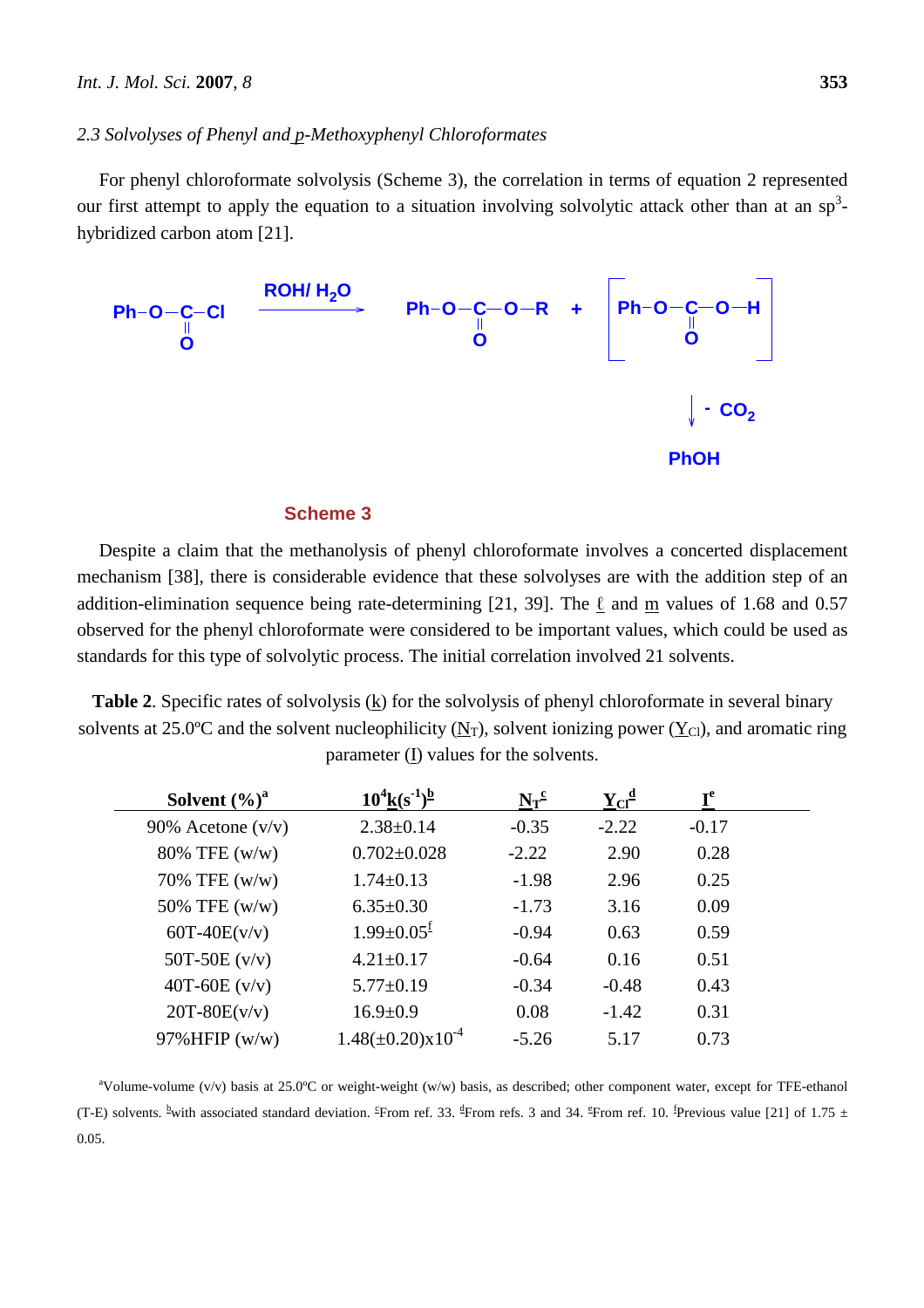### 2.3 Solvolyses of Phenyl and *p*-Methoxyphenyl Chloroformates

For phenyl chloroformate solvolysis (Scheme 3), the correlation in terms of equation 2 represented our first attempt to apply the equation to a situation involving solvolytic attack other than at an $sp^3$-hybridized carbon atom [21].

$$\text{Ph-O-C(=O)-Cl} \xrightarrow{\text{ROH/ } H_2O} \text{Ph-O-C(=O)-O-R} + \left[\text{Ph-O-C(=O)-O-H}\right] \xrightarrow{-CO_2} \text{PhOH}$$

**Scheme 3**

Despite a claim that the methanolysis of phenyl chloroformate involves a concerted displacement mechanism [38], there is considerable evidence that these solvolyses are with the addition step of an addition-elimination sequence being rate-determining [21, 39]. The $\ell$ and $m$ values of 1.68 and 0.57 observed for the phenyl chloroformate were considered to be important values, which could be used as standards for this type of solvolytic process. The initial correlation involved 21 solvents.

**Table 2**. Specific rates of solvolysis ($k$) for the solvolysis of phenyl chloroformate in several binary solvents at 25.0ºC and the solvent nucleophilicity ($N_T$), solvent ionizing power ($Y_{Cl}$), and aromatic ring parameter ($I$) values for the solvents.

| Solvent (%)[a] | $10^4k$ ($s^{-1}$)[b] | $N_T$[c] | $Y_{Cl}$[d] | $I$[e] |
|---|---|---|---|---|
| 90% Acetone (v/v) | 2.38±0.14 | -0.35 | -2.22 | -0.17 |
| 80% TFE (w/w) | 0.702±0.028 | -2.22 | 2.90 | 0.28 |
| 70% TFE (w/w) | 1.74±0.13 | -1.98 | 2.96 | 0.25 |
| 50% TFE (w/w) | 6.35±0.30 | -1.73 | 3.16 | 0.09 |
| 60T-40E(v/v) | 1.99±0.05[f] | -0.94 | 0.63 | 0.59 |
| 50T-50E (v/v) | 4.21±0.17 | -0.64 | 0.16 | 0.51 |
| 40T-60E (v/v) | 5.77±0.19 | -0.34 | -0.48 | 0.43 |
| 20T-80E(v/v) | 16.9±0.9 | 0.08 | -1.42 | 0.31 |
| 97%HFIP (w/w) | 1.48(±0.20)$\times10^{-4}$ | -5.26 | 5.17 | 0.73 |

[a]Volume-volume (v/v) basis at 25.0ºC or weight-weight (w/w) basis, as described; other component water, except for TFE-ethanol (T-E) solvents. [b]with associated standard deviation. [c]From ref. 33. [d]From refs. 3 and 34. [e]From ref. 10. [f]Previous value [21] of 1.75 ± 0.05.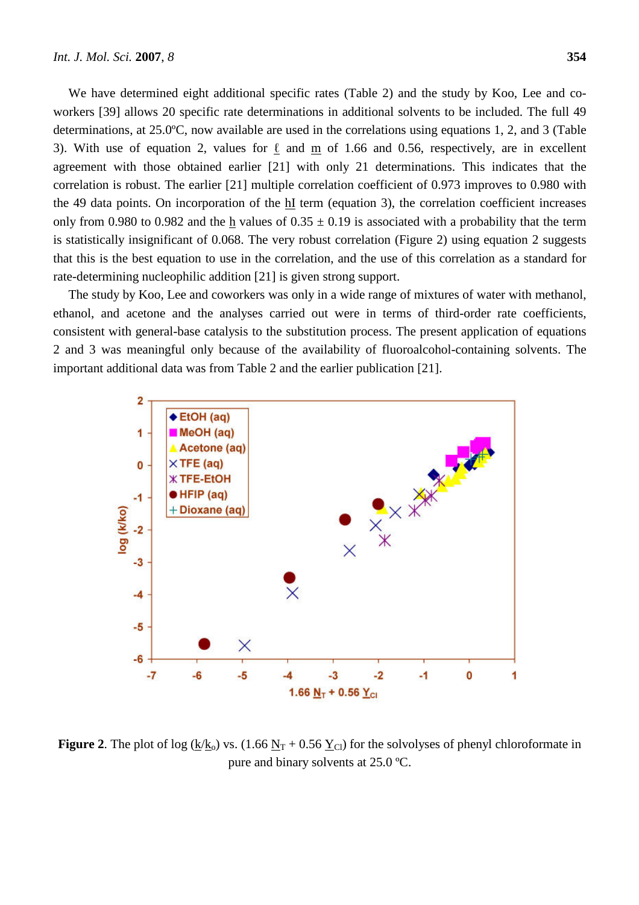We have determined eight additional specific rates (Table 2) and the study by Koo, Lee and co-workers [39] allows 20 specific rate determinations in additional solvents to be included. The full 49 determinations, at 25.0ºC, now available are used in the correlations using equations 1, 2, and 3 (Table 3). With use of equation 2, values for $\underline{\ell}$ and $\underline{m}$ of 1.66 and 0.56, respectively, are in excellent agreement with those obtained earlier [21] with only 21 determinations. This indicates that the correlation is robust. The earlier [21] multiple correlation coefficient of 0.973 improves to 0.980 with the 49 data points. On incorporation of the $\underline{hI}$ term (equation 3), the correlation coefficient increases only from 0.980 to 0.982 and the $\underline{h}$ values of $0.35 \pm 0.19$ is associated with a probability that the term is statistically insignificant of 0.068. The very robust correlation (Figure 2) using equation 2 suggests that this is the best equation to use in the correlation, and the use of this correlation as a standard for rate-determining nucleophilic addition [21] is given strong support.

The study by Koo, Lee and coworkers was only in a wide range of mixtures of water with methanol, ethanol, and acetone and the analyses carried out were in terms of third-order rate coefficients, consistent with general-base catalysis to the substitution process. The present application of equations 2 and 3 was meaningful only because of the availability of fluoroalcohol-containing solvents. The important additional data was from Table 2 and the earlier publication [21].

**Figure 2**. The plot of log ($\underline{k}/\underline{k}_o$) vs. (1.66 $\underline{N}_T$ + 0.56 $\underline{Y}_{Cl}$) for the solvolyses of phenyl chloroformate in pure and binary solvents at 25.0 ºC.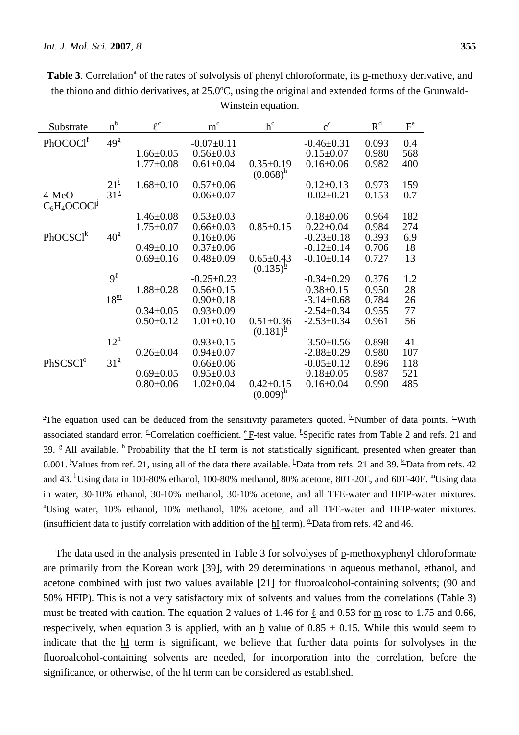**Table 3**. Correlation[a] of the rates of solvolysis of phenyl chloroformate, its p-methoxy derivative, and the thiono and dithio derivatives, at 25.0ºC, using the original and extended forms of the Grunwald-Winstein equation.

| Substrate | n[b] | ℓ[c] | m[c] | h[c] | c[c] | R[d] | F[e] |
|---|---|---|---|---|---|---|---|
| PhOCOCl[f] | 49[g] | | −0.07±0.11 | | −0.46±0.31 | 0.093 | 0.4 |
| | | 1.66±0.05 | 0.56±0.03 | | 0.15±0.07 | 0.980 | 568 |
| | | 1.77±0.08 | 0.61±0.04 | 0.35±0.19 (0.068)[h] | 0.16±0.06 | 0.982 | 400 |
| | 21[i] | 1.68±0.10 | 0.57±0.06 | | 0.12±0.13 | 0.973 | 159 |
| 4-MeO $C_6H_4OCOCl$[j] | 31[g] | | 0.06±0.07 | | −0.02±0.21 | 0.153 | 0.7 |
| | | 1.46±0.08 | 0.53±0.03 | | 0.18±0.06 | 0.964 | 182 |
| | | 1.75±0.07 | 0.66±0.03 | 0.85±0.15 | 0.22±0.04 | 0.984 | 274 |
| PhOCSCl[k] | 40[g] | | 0.16±0.06 | | −0.23±0.18 | 0.393 | 6.9 |
| | | 0.49±0.10 | 0.37±0.06 | | −0.12±0.14 | 0.706 | 18 |
| | | 0.69±0.16 | 0.48±0.09 | 0.65±0.43 (0.135)[h] | −0.10±0.14 | 0.727 | 13 |
| | 9[ℓ] | | −0.25±0.23 | | −0.34±0.29 | 0.376 | 1.2 |
| | | 1.88±0.28 | 0.56±0.15 | | 0.38±0.15 | 0.950 | 28 |
| | 18[m] | | 0.90±0.18 | | −3.14±0.68 | 0.784 | 26 |
| | | 0.34±0.05 | 0.93±0.09 | | −2.54±0.34 | 0.955 | 77 |
| | | 0.50±0.12 | 1.01±0.10 | 0.51±0.36 (0.181)[h] | −2.53±0.34 | 0.961 | 56 |
| | 12[n] | | 0.93±0.15 | | −3.50±0.56 | 0.898 | 41 |
| | | 0.26±0.04 | 0.94±0.07 | | −2.88±0.29 | 0.980 | 107 |
| PhSCSCl[o] | 31[g] | | 0.66±0.06 | | −0.05±0.12 | 0.896 | 118 |
| | | 0.69±0.05 | 0.95±0.03 | | 0.18±0.05 | 0.987 | 521 |
| | | 0.80±0.06 | 1.02±0.04 | 0.42±0.15 (0.009)[h] | 0.16±0.04 | 0.990 | 485 |

[a] The equation used can be deduced from the sensitivity parameters quoted. [b] Number of data points. [c] With associated standard error. [d] Correlation coefficient. [e] F-test value. [f] Specific rates from Table 2 and refs. 21 and 39. [g] All available. [h] Probability that the hI term is not statistically significant, presented when greater than 0.001. [i] Values from ref. 21, using all of the data there available. [j] Data from refs. 21 and 39. [k] Data from refs. 42 and 43. [ℓ] Using data in 100-80% ethanol, 100-80% methanol, 80% acetone, 80T-20E, and 60T-40E. [m] Using data in water, 30-10% ethanol, 30-10% methanol, 30-10% acetone, and all TFE-water and HFIP-water mixtures. [n] Using water, 10% ethanol, 10% methanol, 10% acetone, and all TFE-water and HFIP-water mixtures. (insufficient data to justify correlation with addition of the hI term). [o] Data from refs. 42 and 46.

The data used in the analysis presented in Table 3 for solvolyses of p-methoxyphenyl chloroformate are primarily from the Korean work [39], with 29 determinations in aqueous methanol, ethanol, and acetone combined with just two values available [21] for fluoroalcohol-containing solvents; (90 and 50% HFIP). This is not a very satisfactory mix of solvents and values from the correlations (Table 3) must be treated with caution. The equation 2 values of 1.46 for $\ell$ and 0.53 for $m$ rose to 1.75 and 0.66, respectively, when equation 3 is applied, with an $h$ value of 0.85 ± 0.15. While this would seem to indicate that the $hI$ term is significant, we believe that further data points for solvolyses in the fluoroalcohol-containing solvents are needed, for incorporation into the correlation, before the significance, or otherwise, of the $hI$ term can be considered as established.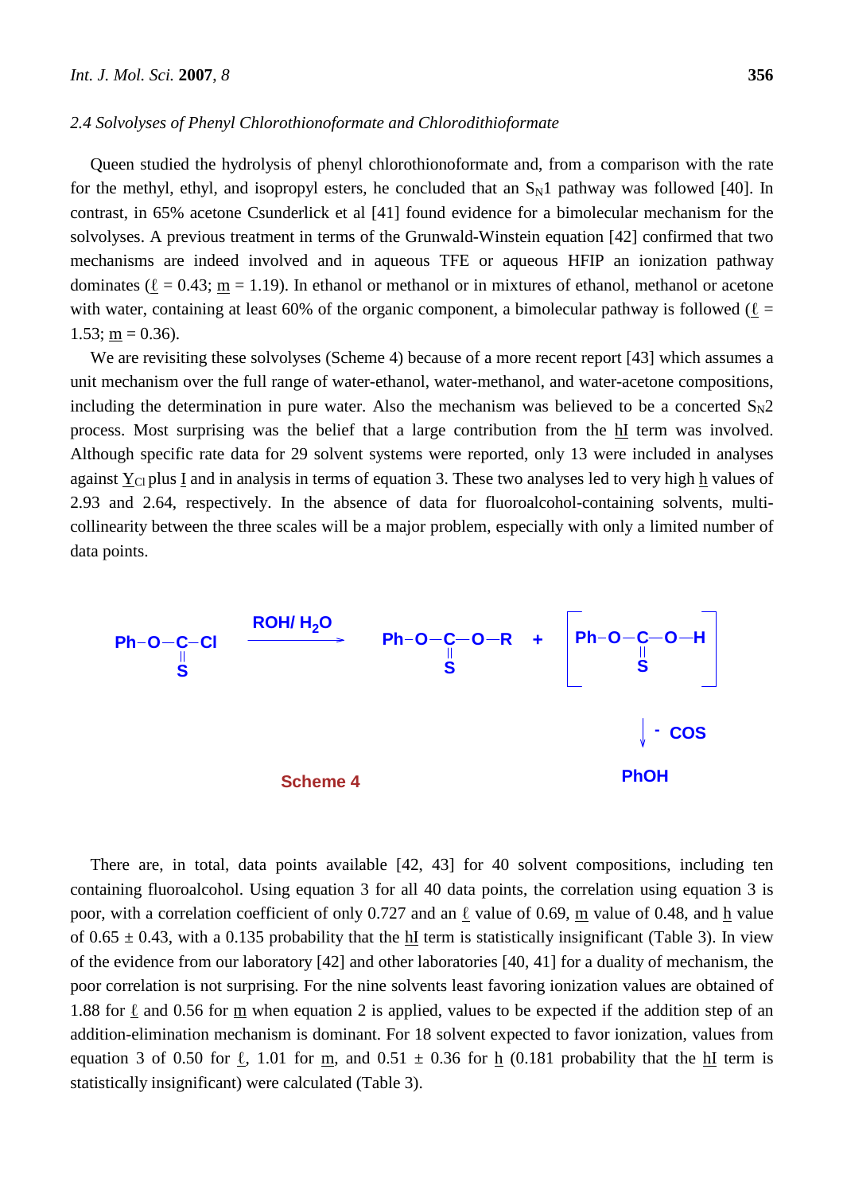### 2.4 Solvolyses of Phenyl Chlorothionoformate and Chlorodithioformate

Queen studied the hydrolysis of phenyl chlorothionoformate and, from a comparison with the rate for the methyl, ethyl, and isopropyl esters, he concluded that an $S_N1$ pathway was followed [40]. In contrast, in 65% acetone Csunderlick et al [41] found evidence for a bimolecular mechanism for the solvolyses. A previous treatment in terms of the Grunwald-Winstein equation [42] confirmed that two mechanisms are indeed involved and in aqueous TFE or aqueous HFIP an ionization pathway dominates ($\underline{\ell}$ = 0.43; $\underline{m}$ = 1.19). In ethanol or methanol or in mixtures of ethanol, methanol or acetone with water, containing at least 60% of the organic component, a bimolecular pathway is followed ($\underline{\ell}$ = 1.53; $\underline{m}$ = 0.36).

We are revisiting these solvolyses (Scheme 4) because of a more recent report [43] which assumes a unit mechanism over the full range of water-ethanol, water-methanol, and water-acetone compositions, including the determination in pure water. Also the mechanism was believed to be a concerted $S_N2$ process. Most surprising was the belief that a large contribution from the $\underline{hI}$ term was involved. Although specific rate data for 29 solvent systems were reported, only 13 were included in analyses against $\underline{Y}_{Cl}$ plus $\underline{I}$ and in analysis in terms of equation 3. These two analyses led to very high $\underline{h}$ values of 2.93 and 2.64, respectively. In the absence of data for fluoroalcohol-containing solvents, multi-collinearity between the three scales will be a major problem, especially with only a limited number of data points.

$$\text{Ph–O–C(=S)–Cl} \xrightarrow{\text{ROH/ } H_2O} \text{Ph–O–C(=S)–O–R} + \left[\text{Ph–O–C(=S)–O–H}\right] \xrightarrow{-\,COS} \text{PhOH}$$

**Scheme 4**

There are, in total, data points available [42, 43] for 40 solvent compositions, including ten containing fluoroalcohol. Using equation 3 for all 40 data points, the correlation using equation 3 is poor, with a correlation coefficient of only 0.727 and an $\underline{\ell}$ value of 0.69, $\underline{m}$ value of 0.48, and $\underline{h}$ value of 0.65 ± 0.43, with a 0.135 probability that the $\underline{hI}$ term is statistically insignificant (Table 3). In view of the evidence from our laboratory [42] and other laboratories [40, 41] for a duality of mechanism, the poor correlation is not surprising. For the nine solvents least favoring ionization values are obtained of 1.88 for $\underline{\ell}$ and 0.56 for $\underline{m}$ when equation 2 is applied, values to be expected if the addition step of an addition-elimination mechanism is dominant. For 18 solvent expected to favor ionization, values from equation 3 of 0.50 for $\underline{\ell}$, 1.01 for $\underline{m}$, and 0.51 ± 0.36 for $\underline{h}$ (0.181 probability that the $\underline{hI}$ term is statistically insignificant) were calculated (Table 3).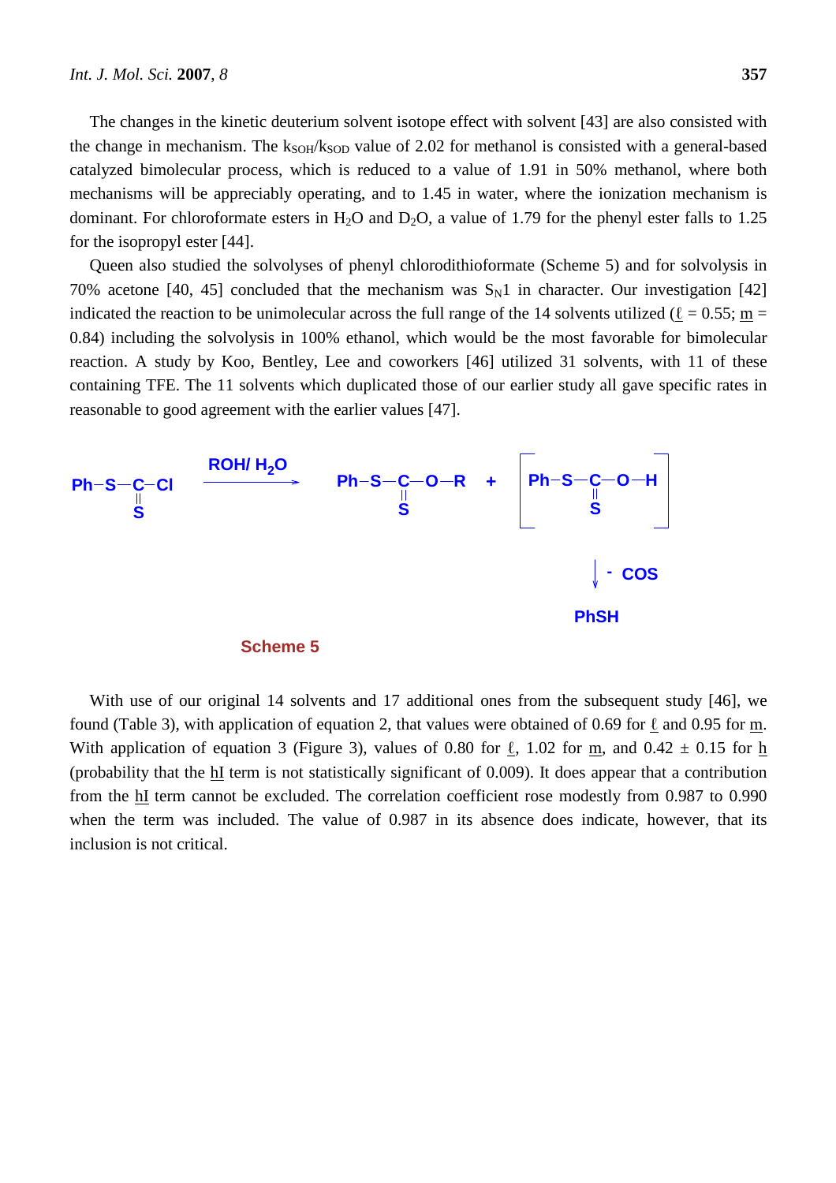The changes in the kinetic deuterium solvent isotope effect with solvent [43] are also consisted with the change in mechanism. The $k_{SOH}/k_{SOD}$ value of 2.02 for methanol is consisted with a general-based catalyzed bimolecular process, which is reduced to a value of 1.91 in 50% methanol, where both mechanisms will be appreciably operating, and to 1.45 in water, where the ionization mechanism is dominant. For chloroformate esters in $H_2O$ and $D_2O$, a value of 1.79 for the phenyl ester falls to 1.25 for the isopropyl ester [44].

Queen also studied the solvolyses of phenyl chlorodithioformate (Scheme 5) and for solvolysis in 70% acetone [40, 45] concluded that the mechanism was $S_N1$ in character. Our investigation [42] indicated the reaction to be unimolecular across the full range of the 14 solvents utilized ($\ell$ = 0.55; $m$ = 0.84) including the solvolysis in 100% ethanol, which would be the most favorable for bimolecular reaction. A study by Koo, Bentley, Lee and coworkers [46] utilized 31 solvents, with 11 of these containing TFE. The 11 solvents which duplicated those of our earlier study all gave specific rates in reasonable to good agreement with the earlier values [47].

$$\text{Ph-S-C(=S)-Cl} \xrightarrow{\text{ROH/ } H_2O} \text{Ph-S-C(=S)-O-R} + [\text{Ph-S-C(=S)-O-H}] \xrightarrow{-\text{COS}} \text{PhSH}$$

Scheme 5

With use of our original 14 solvents and 17 additional ones from the subsequent study [46], we found (Table 3), with application of equation 2, that values were obtained of 0.69 for $\ell$ and 0.95 for $m$. With application of equation 3 (Figure 3), values of 0.80 for $\ell$, 1.02 for $m$, and 0.42 ± 0.15 for $h$ (probability that the $hI$ term is not statistically significant of 0.009). It does appear that a contribution from the $hI$ term cannot be excluded. The correlation coefficient rose modestly from 0.987 to 0.990 when the term was included. The value of 0.987 in its absence does indicate, however, that its inclusion is not critical.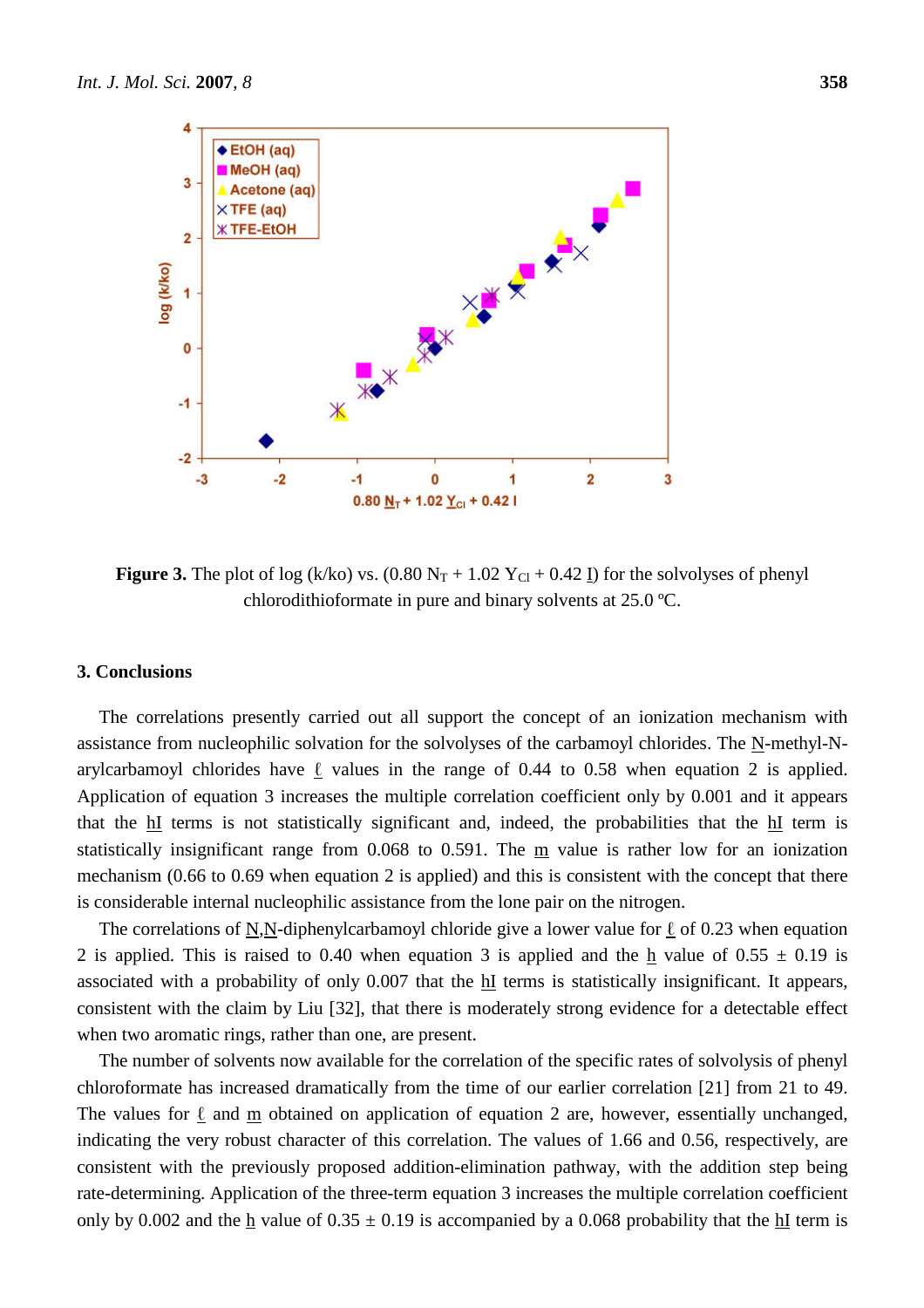**Figure 3.** The plot of log (k/ko) vs. ($0.80\ N_T + 1.02\ Y_{Cl} + 0.42\ I$) for the solvolyses of phenyl chlorodithioformate in pure and binary solvents at 25.0 ºC.

## 3. Conclusions

The correlations presently carried out all support the concept of an ionization mechanism with assistance from nucleophilic solvation for the solvolyses of the carbamoyl chlorides. The N-methyl-N-arylcarbamoyl chlorides have $\ell$ values in the range of 0.44 to 0.58 when equation 2 is applied. Application of equation 3 increases the multiple correlation coefficient only by 0.001 and it appears that the hI terms is not statistically significant and, indeed, the probabilities that the hI term is statistically insignificant range from 0.068 to 0.591. The m value is rather low for an ionization mechanism (0.66 to 0.69 when equation 2 is applied) and this is consistent with the concept that there is considerable internal nucleophilic assistance from the lone pair on the nitrogen.

The correlations of N,N-diphenylcarbamoyl chloride give a lower value for $\ell$ of 0.23 when equation 2 is applied. This is raised to 0.40 when equation 3 is applied and the h value of $0.55 \pm 0.19$ is associated with a probability of only 0.007 that the hI terms is statistically insignificant. It appears, consistent with the claim by Liu [32], that there is moderately strong evidence for a detectable effect when two aromatic rings, rather than one, are present.

The number of solvents now available for the correlation of the specific rates of solvolysis of phenyl chloroformate has increased dramatically from the time of our earlier correlation [21] from 21 to 49. The values for $\ell$ and m obtained on application of equation 2 are, however, essentially unchanged, indicating the very robust character of this correlation. The values of 1.66 and 0.56, respectively, are consistent with the previously proposed addition-elimination pathway, with the addition step being rate-determining. Application of the three-term equation 3 increases the multiple correlation coefficient only by 0.002 and the h value of $0.35 \pm 0.19$ is accompanied by a 0.068 probability that the hI term is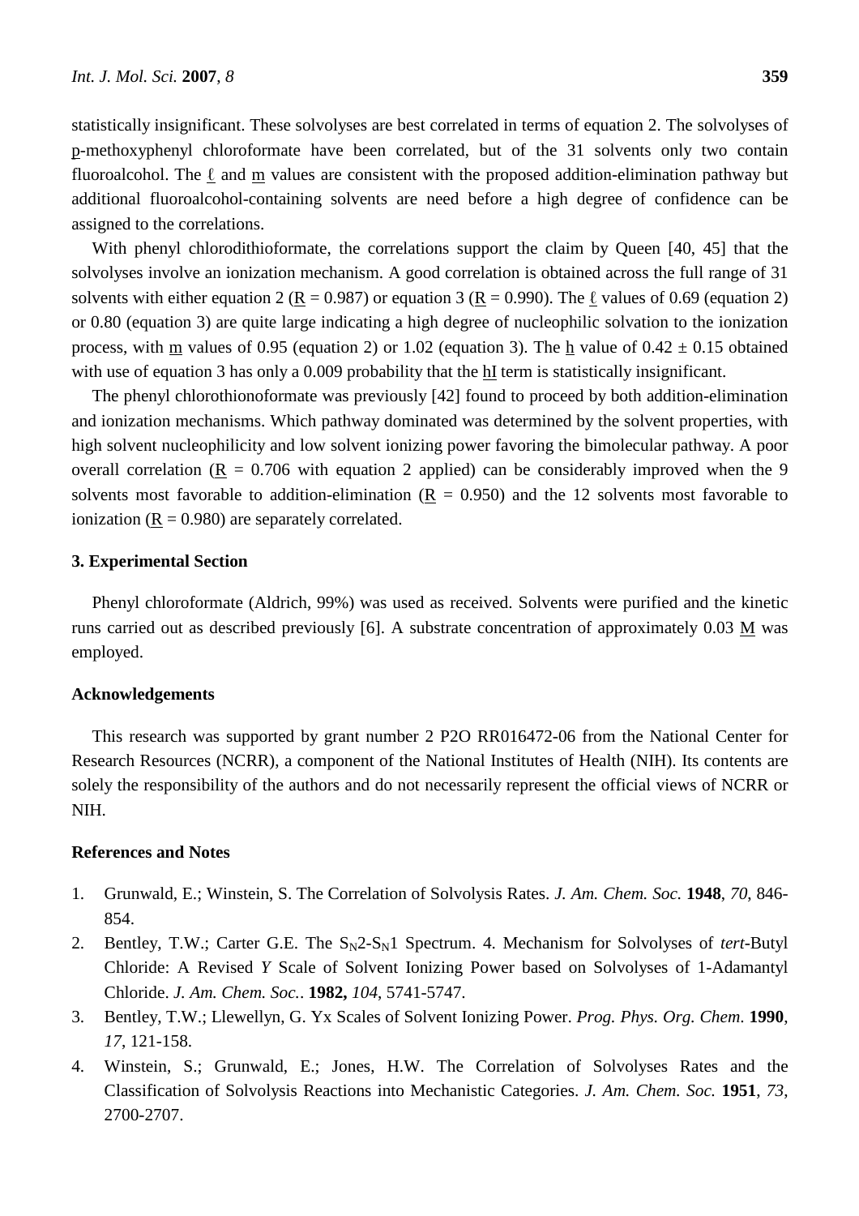statistically insignificant. These solvolyses are best correlated in terms of equation 2. The solvolyses of p-methoxyphenyl chloroformate have been correlated, but of the 31 solvents only two contain fluoroalcohol. The $\ell$ and m values are consistent with the proposed addition-elimination pathway but additional fluoroalcohol-containing solvents are need before a high degree of confidence can be assigned to the correlations.

With phenyl chlorodithioformate, the correlations support the claim by Queen [40, 45] that the solvolyses involve an ionization mechanism. A good correlation is obtained across the full range of 31 solvents with either equation 2 (R = 0.987) or equation 3 (R = 0.990). The $\ell$ values of 0.69 (equation 2) or 0.80 (equation 3) are quite large indicating a high degree of nucleophilic solvation to the ionization process, with m values of 0.95 (equation 2) or 1.02 (equation 3). The h value of $0.42 \pm 0.15$ obtained with use of equation 3 has only a 0.009 probability that the hI term is statistically insignificant.

The phenyl chlorothionoformate was previously [42] found to proceed by both addition-elimination and ionization mechanisms. Which pathway dominated was determined by the solvent properties, with high solvent nucleophilicity and low solvent ionizing power favoring the bimolecular pathway. A poor overall correlation (R = 0.706 with equation 2 applied) can be considerably improved when the 9 solvents most favorable to addition-elimination (R = 0.950) and the 12 solvents most favorable to ionization (R = 0.980) are separately correlated.

## 3. Experimental Section

Phenyl chloroformate (Aldrich, 99%) was used as received. Solvents were purified and the kinetic runs carried out as described previously [6]. A substrate concentration of approximately 0.03 M was employed.

## Acknowledgements

This research was supported by grant number 2 P2O RR016472-06 from the National Center for Research Resources (NCRR), a component of the National Institutes of Health (NIH). Its contents are solely the responsibility of the authors and do not necessarily represent the official views of NCRR or NIH.

## References and Notes

1. Grunwald, E.; Winstein, S. The Correlation of Solvolysis Rates. *J. Am. Chem. Soc.* **1948**, *70*, 846-854.
2. Bentley, T.W.; Carter G.E. The $S_N2$-$S_N1$ Spectrum. 4. Mechanism for Solvolyses of *tert*-Butyl Chloride: A Revised *Y* Scale of Solvent Ionizing Power based on Solvolyses of 1-Adamantyl Chloride. *J. Am. Chem. Soc.*. **1982,** *104*, 5741-5747.
3. Bentley, T.W.; Llewellyn, G. Yx Scales of Solvent Ionizing Power. *Prog. Phys. Org. Chem.* **1990**, *17*, 121-158.
4. Winstein, S.; Grunwald, E.; Jones, H.W. The Correlation of Solvolyses Rates and the Classification of Solvolysis Reactions into Mechanistic Categories. *J. Am. Chem. Soc.* **1951**, *73*, 2700-2707.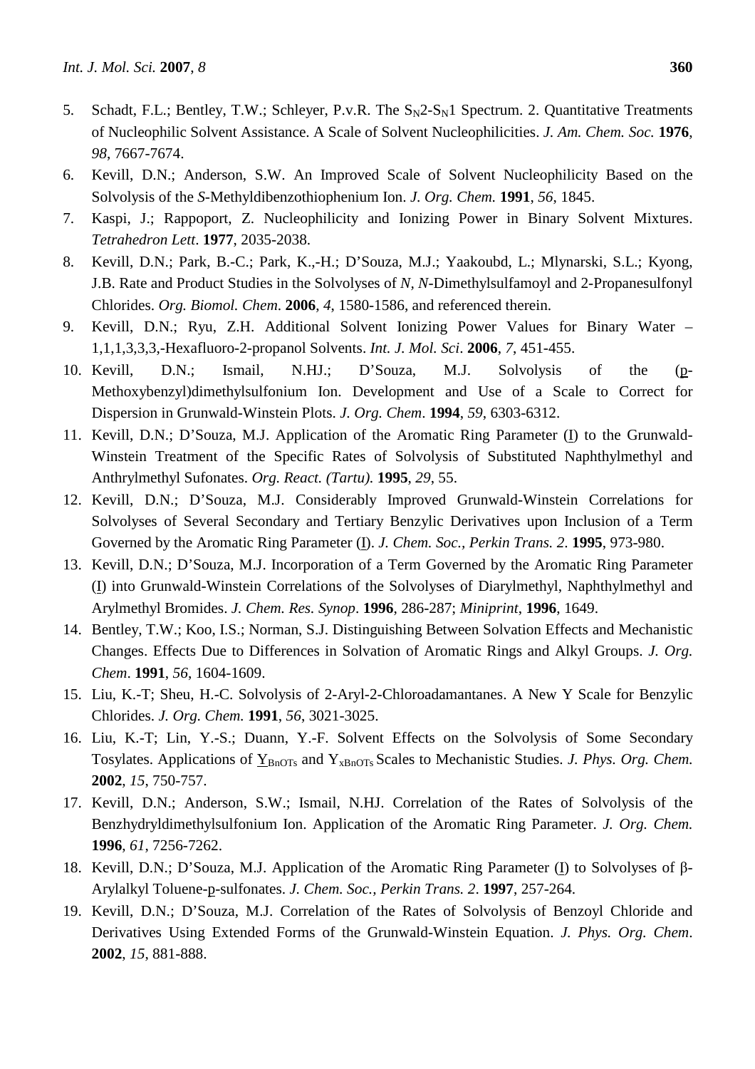5. Schadt, F.L.; Bentley, T.W.; Schleyer, P.v.R. The $S_N2$-$S_N1$ Spectrum. 2. Quantitative Treatments of Nucleophilic Solvent Assistance. A Scale of Solvent Nucleophilicities. *J. Am. Chem. Soc.* **1976**, *98*, 7667-7674.
6. Kevill, D.N.; Anderson, S.W. An Improved Scale of Solvent Nucleophilicity Based on the Solvolysis of the *S*-Methyldibenzothiophenium Ion. *J. Org. Chem.* **1991**, *56*, 1845.
7. Kaspi, J.; Rappoport, Z. Nucleophilicity and Ionizing Power in Binary Solvent Mixtures. *Tetrahedron Lett*. **1977**, 2035-2038.
8. Kevill, D.N.; Park, B.-C.; Park, K.,-H.; D'Souza, M.J.; Yaakoubd, L.; Mlynarski, S.L.; Kyong, J.B. Rate and Product Studies in the Solvolyses of *N*, *N*-Dimethylsulfamoyl and 2-Propanesulfonyl Chlorides. *Org. Biomol. Chem.* **2006**, *4*, 1580-1586, and referenced therein.
9. Kevill, D.N.; Ryu, Z.H. Additional Solvent Ionizing Power Values for Binary Water – 1,1,1,3,3,3,-Hexafluoro-2-propanol Solvents. *Int. J. Mol. Sci*. **2006**, *7*, 451-455.
10. Kevill, D.N.; Ismail, N.HJ.; D'Souza, M.J. Solvolysis of the (p-Methoxybenzyl)dimethylsulfonium Ion. Development and Use of a Scale to Correct for Dispersion in Grunwald-Winstein Plots. *J. Org. Chem*. **1994**, *59*, 6303-6312.
11. Kevill, D.N.; D'Souza, M.J. Application of the Aromatic Ring Parameter (I) to the Grunwald-Winstein Treatment of the Specific Rates of Solvolysis of Substituted Naphthylmethyl and Anthrylmethyl Sufonates. *Org. React. (Tartu).* **1995**, *29*, 55.
12. Kevill, D.N.; D'Souza, M.J. Considerably Improved Grunwald-Winstein Correlations for Solvolyses of Several Secondary and Tertiary Benzylic Derivatives upon Inclusion of a Term Governed by the Aromatic Ring Parameter (I). *J. Chem. Soc., Perkin Trans. 2*. **1995**, 973-980.
13. Kevill, D.N.; D'Souza, M.J. Incorporation of a Term Governed by the Aromatic Ring Parameter (I) into Grunwald-Winstein Correlations of the Solvolyses of Diarylmethyl, Naphthylmethyl and Arylmethyl Bromides. *J. Chem. Res. Synop*. **1996**, 286-287; *Miniprint*, **1996**, 1649.
14. Bentley, T.W.; Koo, I.S.; Norman, S.J. Distinguishing Between Solvation Effects and Mechanistic Changes. Effects Due to Differences in Solvation of Aromatic Rings and Alkyl Groups. *J. Org. Chem*. **1991**, *56*, 1604-1609.
15. Liu, K.-T; Sheu, H.-C. Solvolysis of 2-Aryl-2-Chloroadamantanes. A New Y Scale for Benzylic Chlorides. *J. Org. Chem.* **1991**, *56*, 3021-3025.
16. Liu, K.-T; Lin, Y.-S.; Duann, Y.-F. Solvent Effects on the Solvolysis of Some Secondary Tosylates. Applications of $Y_{BnOTs}$ and $Y_{xBnOTs}$ Scales to Mechanistic Studies. *J. Phys. Org. Chem.* **2002**, *15*, 750-757.
17. Kevill, D.N.; Anderson, S.W.; Ismail, N.HJ. Correlation of the Rates of Solvolysis of the Benzhydryldimethylsulfonium Ion. Application of the Aromatic Ring Parameter. *J. Org. Chem.* **1996**, *61*, 7256-7262.
18. Kevill, D.N.; D'Souza, M.J. Application of the Aromatic Ring Parameter (I) to Solvolyses of β-Arylalkyl Toluene-p-sulfonates. *J. Chem. Soc., Perkin Trans. 2*. **1997**, 257-264.
19. Kevill, D.N.; D'Souza, M.J. Correlation of the Rates of Solvolysis of Benzoyl Chloride and Derivatives Using Extended Forms of the Grunwald-Winstein Equation. *J. Phys. Org. Chem*. **2002**, *15*, 881-888.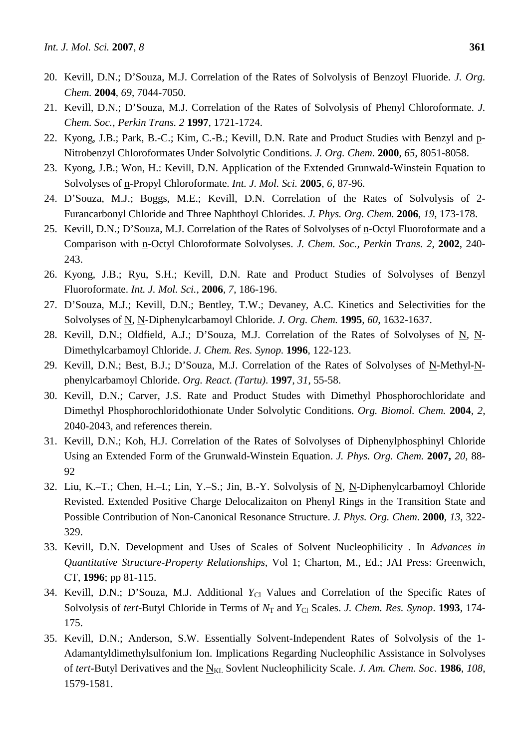20. Kevill, D.N.; D'Souza, M.J. Correlation of the Rates of Solvolysis of Benzoyl Fluoride. *J. Org. Chem.* **2004**, *69*, 7044-7050.
21. Kevill, D.N.; D'Souza, M.J. Correlation of the Rates of Solvolysis of Phenyl Chloroformate. *J. Chem. Soc., Perkin Trans. 2* **1997**, 1721-1724.
22. Kyong, J.B.; Park, B.-C.; Kim, C.-B.; Kevill, D.N. Rate and Product Studies with Benzyl and p-Nitrobenzyl Chloroformates Under Solvolytic Conditions. *J. Org. Chem.* **2000**, *65*, 8051-8058.
23. Kyong, J.B.; Won, H.: Kevill, D.N. Application of the Extended Grunwald-Winstein Equation to Solvolyses of n-Propyl Chloroformate. *Int. J. Mol. Sci.* **2005**, *6*, 87-96.
24. D'Souza, M.J.; Boggs, M.E.; Kevill, D.N. Correlation of the Rates of Solvolysis of 2-Furancarbonyl Chloride and Three Naphthoyl Chlorides. *J. Phys. Org. Chem.* **2006**, *19*, 173-178.
25. Kevill, D.N.; D'Souza, M.J. Correlation of the Rates of Solvolyses of n-Octyl Fluoroformate and a Comparison with n-Octyl Chloroformate Solvolyses. *J. Chem. Soc., Perkin Trans. 2*, **2002**, 240-243.
26. Kyong, J.B.; Ryu, S.H.; Kevill, D.N. Rate and Product Studies of Solvolyses of Benzyl Fluoroformate. *Int. J. Mol. Sci.*, **2006**, *7*, 186-196.
27. D'Souza, M.J.; Kevill, D.N.; Bentley, T.W.; Devaney, A.C. Kinetics and Selectivities for the Solvolyses of N, N-Diphenylcarbamoyl Chloride. *J. Org. Chem.* **1995**, *60*, 1632-1637.
28. Kevill, D.N.; Oldfield, A.J.; D'Souza, M.J. Correlation of the Rates of Solvolyses of N, N-Dimethylcarbamoyl Chloride. *J. Chem. Res. Synop.* **1996**, 122-123.
29. Kevill, D.N.; Best, B.J.; D'Souza, M.J. Correlation of the Rates of Solvolyses of N-Methyl-N-phenylcarbamoyl Chloride. *Org. React. (Tartu)*. **1997**, *31*, 55-58.
30. Kevill, D.N.; Carver, J.S. Rate and Product Studes with Dimethyl Phosphorochloridate and Dimethyl Phosphorochloridothionate Under Solvolytic Conditions. *Org. Biomol. Chem.* **2004**, *2*, 2040-2043, and references therein.
31. Kevill, D.N.; Koh, H.J. Correlation of the Rates of Solvolyses of Diphenylphosphinyl Chloride Using an Extended Form of the Grunwald-Winstein Equation. *J. Phys. Org. Chem.* **2007,** *20*, 88-92
32. Liu, K.–T.; Chen, H.–I.; Lin, Y.–S.; Jin, B.-Y. Solvolysis of N, N-Diphenylcarbamoyl Chloride Revisted. Extended Positive Charge Delocalizaiton on Phenyl Rings in the Transition State and Possible Contribution of Non-Canonical Resonance Structure. *J. Phys. Org. Chem.* **2000**, *13*, 322-329.
33. Kevill, D.N. Development and Uses of Scales of Solvent Nucleophilicity . In *Advances in Quantitative Structure-Property Relationships*, Vol 1; Charton, M., Ed.; JAI Press: Greenwich, CT, **1996**; pp 81-115.
34. Kevill, D.N.; D'Souza, M.J. Additional $Y_{Cl}$ Values and Correlation of the Specific Rates of Solvolysis of *tert*-Butyl Chloride in Terms of $N_T$ and $Y_{Cl}$ Scales. *J. Chem. Res. Synop*. **1993**, 174-175.
35. Kevill, D.N.; Anderson, S.W. Essentially Solvent-Independent Rates of Solvolysis of the 1-Adamantyldimethylsulfonium Ion. Implications Regarding Nucleophilic Assistance in Solvolyses of *tert*-Butyl Derivatives and the $N_{KL}$ Sovlent Nucleophilicity Scale. *J. Am. Chem. Soc*. **1986**, *108*, 1579-1581.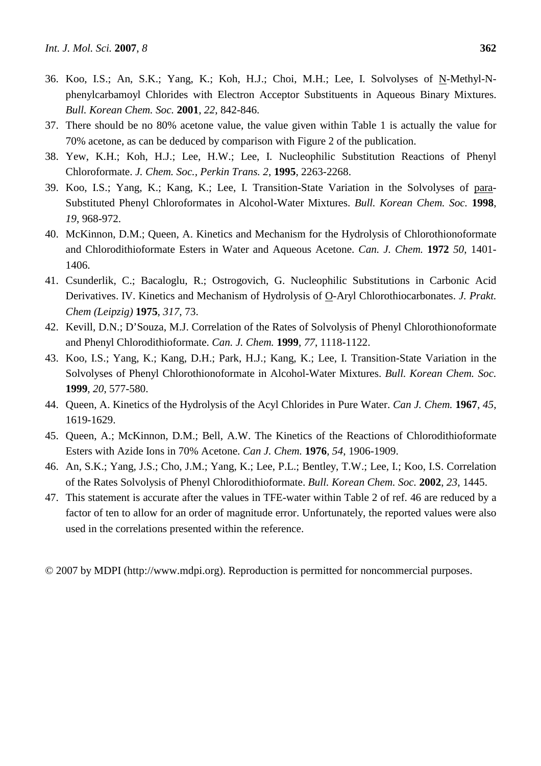36. Koo, I.S.; An, S.K.; Yang, K.; Koh, H.J.; Choi, M.H.; Lee, I. Solvolyses of N-Methyl-N-phenylcarbamoyl Chlorides with Electron Acceptor Substituents in Aqueous Binary Mixtures. *Bull. Korean Chem. Soc.* **2001**, *22*, 842-846.
37. There should be no 80% acetone value, the value given within Table 1 is actually the value for 70% acetone, as can be deduced by comparison with Figure 2 of the publication.
38. Yew, K.H.; Koh, H.J.; Lee, H.W.; Lee, I. Nucleophilic Substitution Reactions of Phenyl Chloroformate. *J. Chem. Soc., Perkin Trans. 2*, **1995**, 2263-2268.
39. Koo, I.S.; Yang, K.; Kang, K.; Lee, I. Transition-State Variation in the Solvolyses of para-Substituted Phenyl Chloroformates in Alcohol-Water Mixtures. *Bull. Korean Chem. Soc.* **1998**, *19*, 968-972.
40. McKinnon, D.M.; Queen, A. Kinetics and Mechanism for the Hydrolysis of Chlorothionoformate and Chlorodithioformate Esters in Water and Aqueous Acetone. *Can. J. Chem.* **1972** *50*, 1401-1406.
41. Csunderlik, C.; Bacaloglu, R.; Ostrogovich, G. Nucleophilic Substitutions in Carbonic Acid Derivatives. IV. Kinetics and Mechanism of Hydrolysis of O-Aryl Chlorothiocarbonates. *J. Prakt. Chem (Leipzig)* **1975**, *317*, 73.
42. Kevill, D.N.; D'Souza, M.J. Correlation of the Rates of Solvolysis of Phenyl Chlorothionoformate and Phenyl Chlorodithioformate. *Can. J. Chem.* **1999**, *77*, 1118-1122.
43. Koo, I.S.; Yang, K.; Kang, D.H.; Park, H.J.; Kang, K.; Lee, I. Transition-State Variation in the Solvolyses of Phenyl Chlorothionoformate in Alcohol-Water Mixtures. *Bull. Korean Chem. Soc.* **1999**, *20*, 577-580.
44. Queen, A. Kinetics of the Hydrolysis of the Acyl Chlorides in Pure Water. *Can J. Chem.* **1967**, *45*, 1619-1629.
45. Queen, A.; McKinnon, D.M.; Bell, A.W. The Kinetics of the Reactions of Chlorodithioformate Esters with Azide Ions in 70% Acetone. *Can J. Chem.* **1976**, *54*, 1906-1909.
46. An, S.K.; Yang, J.S.; Cho, J.M.; Yang, K.; Lee, P.L.; Bentley, T.W.; Lee, I.; Koo, I.S. Correlation of the Rates Solvolysis of Phenyl Chlorodithioformate. *Bull. Korean Chem. Soc.* **2002**, *23*, 1445.
47. This statement is accurate after the values in TFE-water within Table 2 of ref. 46 are reduced by a factor of ten to allow for an order of magnitude error. Unfortunately, the reported values were also used in the correlations presented within the reference.

© 2007 by MDPI (http://www.mdpi.org). Reproduction is permitted for noncommercial purposes.